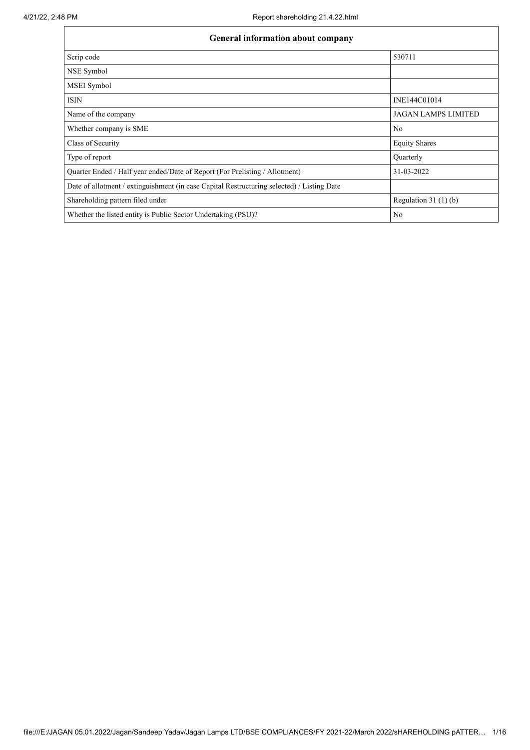| General information about company | |
| --- | --- |
| Scrip code | 530711 |
| NSE Symbol | |
| MSEI Symbol | |
| ISIN | INE144C01014 |
| Name of the company | JAGAN LAMPS LIMITED |
| Whether company is SME | No |
| Class of Security | Equity Shares |
| Type of report | Quarterly |
| Quarter Ended / Half year ended/Date of Report (For Prelisting / Allotment) | 31-03-2022 |
| Date of allotment / extinguishment (in case Capital Restructuring selected) / Listing Date | |
| Shareholding pattern filed under | Regulation 31 (1) (b) |
| Whether the listed entity is Public Sector Undertaking (PSU)? | No |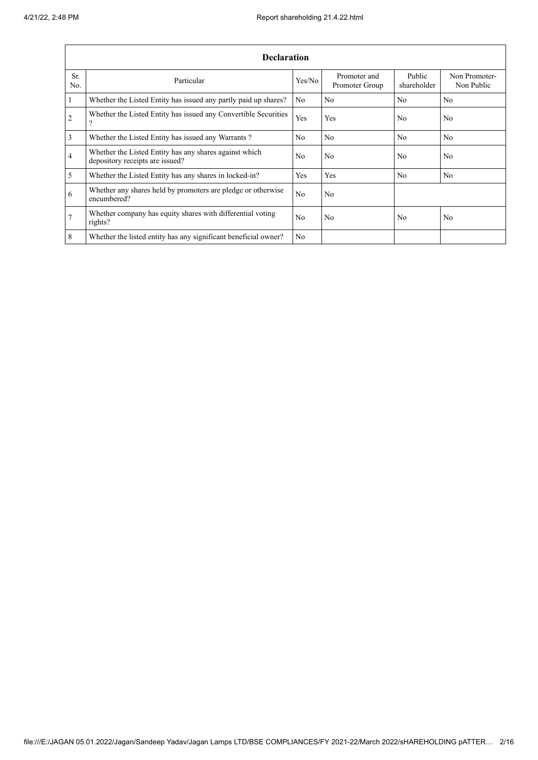| Declaration | | | | | |
|---|---|---|---|---|---|
| Sr. No. | Particular | Yes/No | Promoter and Promoter Group | Public shareholder | Non Promoter- Non Public |
| 1 | Whether the Listed Entity has issued any partly paid up shares? | No | No | No | No |
| 2 | Whether the Listed Entity has issued any Convertible Securities ? | Yes | Yes | No | No |
| 3 | Whether the Listed Entity has issued any Warrants ? | No | No | No | No |
| 4 | Whether the Listed Entity has any shares against which depository receipts are issued? | No | No | No | No |
| 5 | Whether the Listed Entity has any shares in locked-in? | Yes | Yes | No | No |
| 6 | Whether any shares held by promoters are pledge or otherwise encumbered? | No | No | | |
| 7 | Whether company has equity shares with differential voting rights? | No | No | No | No |
| 8 | Whether the listed entity has any significant beneficial owner? | No | | | |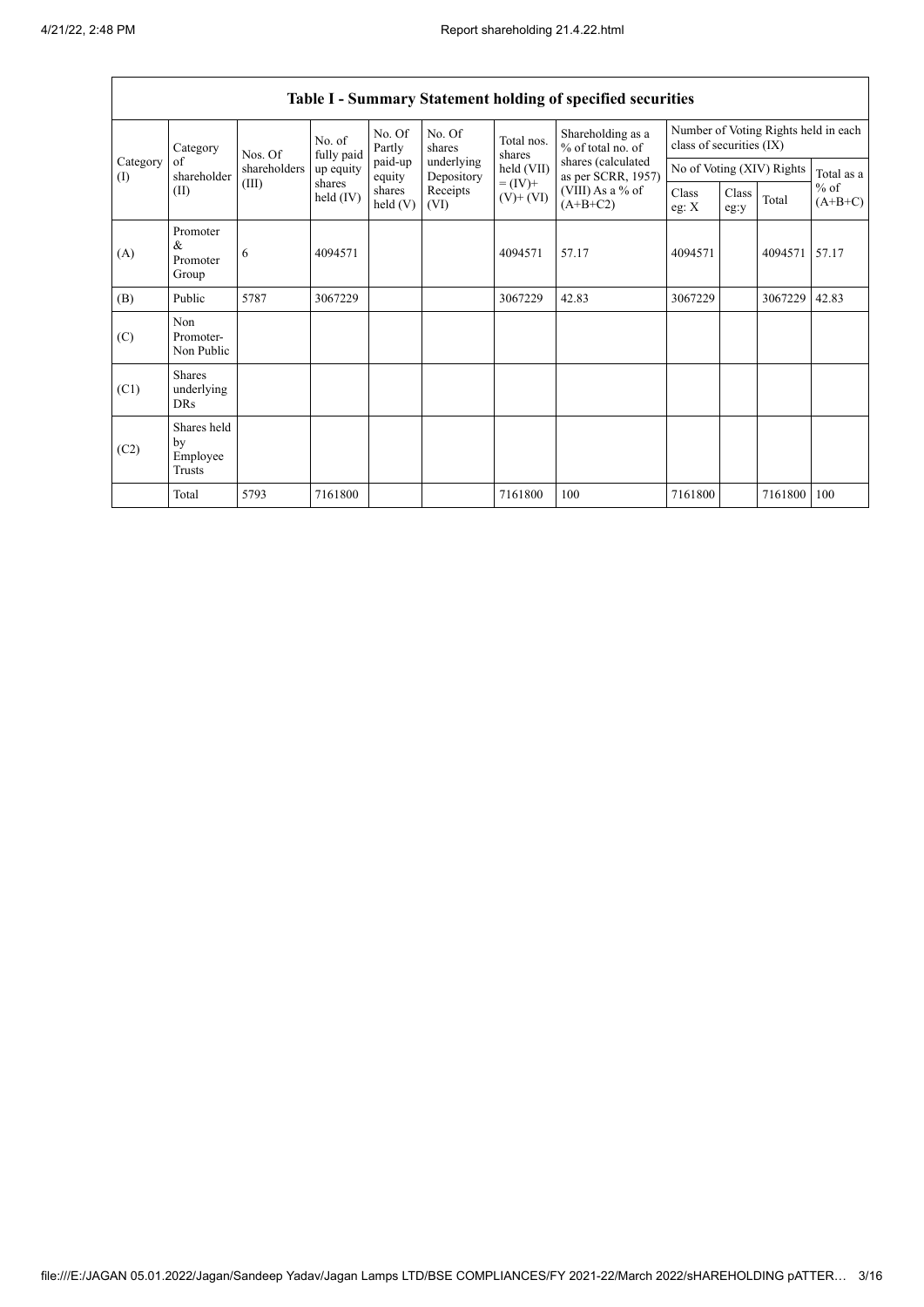| Table I - Summary Statement holding of specified securities | | | | | | | | | | | | |
|---|---|---|---|---|---|---|---|---|---|---|---|---|
| Category (I) | Category of shareholder (II) | Nos. Of shareholders (III) | No. of fully paid up equity shares held (IV) | No. Of Partly paid-up equity shares held (V) | No. Of shares underlying Depository Receipts (VI) | Total nos. shares held (VII) = (IV)+ (V)+ (VI) | Shareholding as a % of total no. of shares (calculated as per SCRR, 1957) (VIII) As a % of (A+B+C2) | Number of Voting Rights held in each class of securities (IX) | | | |
| | | | | | | | | No of Voting (XIV) Rights | | | Total as a % of (A+B+C) |
| | | | | | | | | Class eg: X | Class eg:y | Total | |
| (A) | Promoter & Promoter Group | 6 | 4094571 | | | 4094571 | 57.17 | 4094571 | | 4094571 | 57.17 |
| (B) | Public | 5787 | 3067229 | | | 3067229 | 42.83 | 3067229 | | 3067229 | 42.83 |
| (C) | Non Promoter- Non Public | | | | | | | | | | |
| (C1) | Shares underlying DRs | | | | | | | | | | |
| (C2) | Shares held by Employee Trusts | | | | | | | | | | |
| | Total | 5793 | 7161800 | | | 7161800 | 100 | 7161800 | | 7161800 | 100 |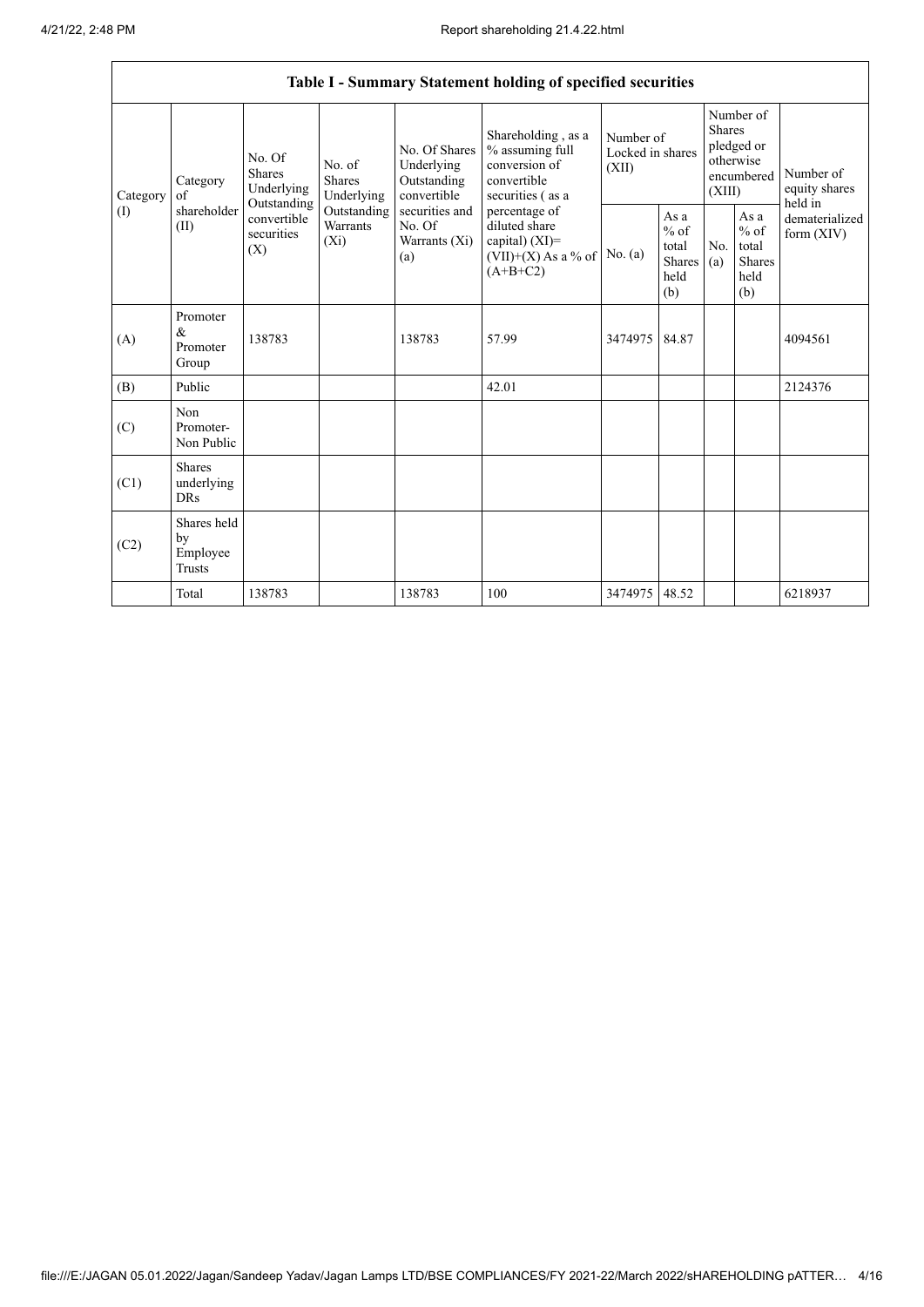| Table I - Summary Statement holding of specified securities | | | | | | | | | | | |
|---|---|---|---|---|---|---|---|---|---|---|---|
| Category (I) | Category of shareholder (II) | No. Of Shares Underlying Outstanding convertible securities (X) | No. of Shares Underlying Outstanding Warrants (Xi) | No. Of Shares Underlying Outstanding convertible securities and No. Of Warrants (Xi) (a) | Shareholding , as a % assuming full conversion of convertible securities ( as a percentage of diluted share capital) (XI)= (VII)+(X) As a % of (A+B+C2) | Number of Locked in shares (XII) | | Number of Shares pledged or otherwise encumbered (XIII) | | Number of equity shares held in dematerialized form (XIV) |
| | | | | | | No. (a) | As a % of total Shares held (b) | No. (a) | As a % of total Shares held (b) | |
| (A) | Promoter & Promoter Group | 138783 | | 138783 | 57.99 | 3474975 | 84.87 | | | 4094561 |
| (B) | Public | | | | 42.01 | | | | | 2124376 |
| (C) | Non Promoter- Non Public | | | | | | | | | |
| (C1) | Shares underlying DRs | | | | | | | | | |
| (C2) | Shares held by Employee Trusts | | | | | | | | | |
| | Total | 138783 | | 138783 | 100 | 3474975 | 48.52 | | | 6218937 |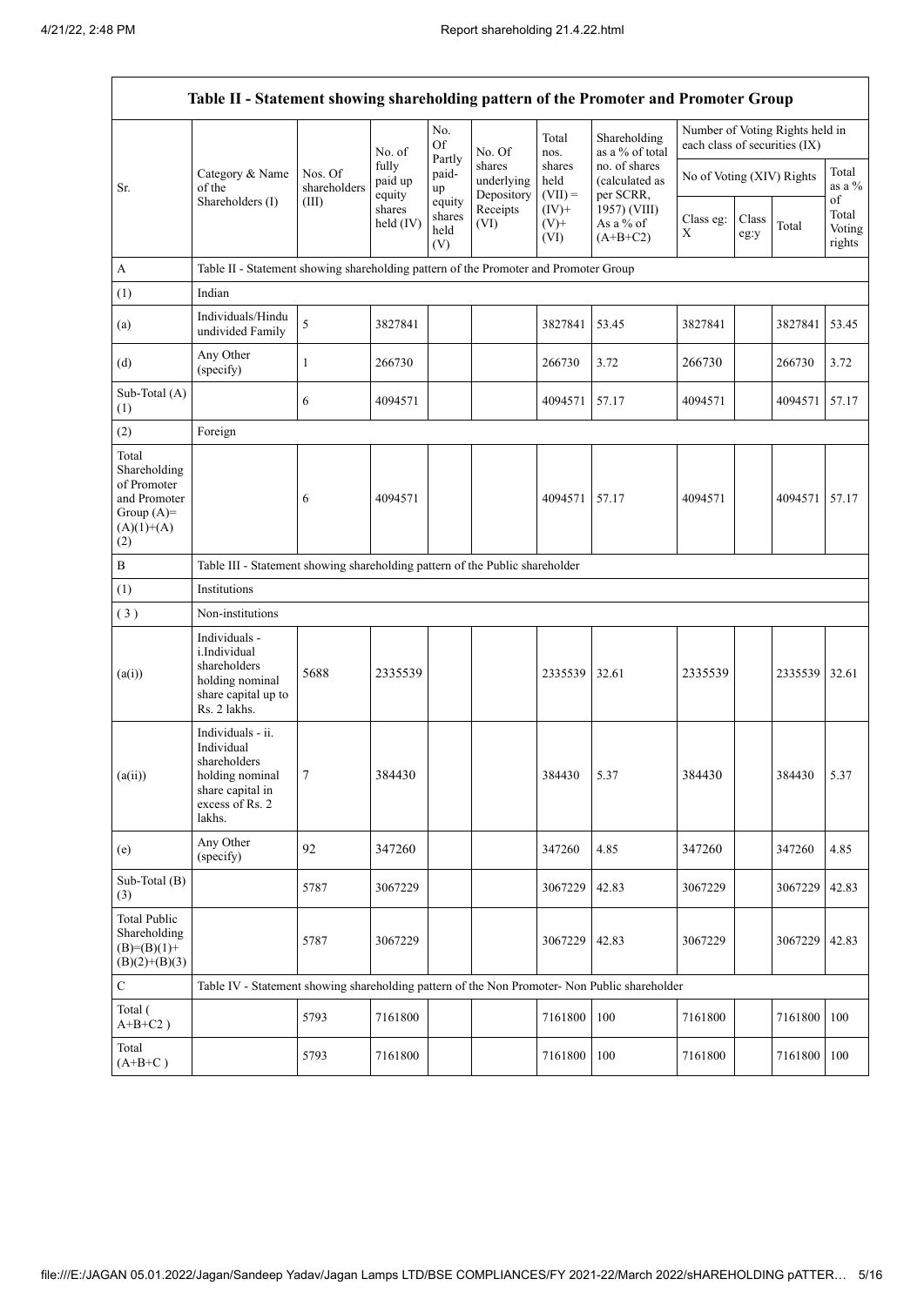| Table II - Statement showing shareholding pattern of the Promoter and Promoter Group | | | | | | | | | | | | |
|---|---|---|---|---|---|---|---|---|---|---|---|---|
| Sr. | Category & Name of the Shareholders (I) | Nos. Of shareholders (III) | No. of fully paid up equity shares held (IV) | No. Of Partly paid-up equity shares held (V) | No. Of shares underlying Depository Receipts (VI) | Total nos. shares held (VII) = (IV)+ (V)+ (VI) | Shareholding as a % of total no. of shares (calculated as per SCRR, 1957) (VIII) As a % of (A+B+C2) | Number of Voting Rights held in each class of securities (IX) | | | |
| | | | | | | | | No of Voting (XIV) Rights | | | Total as a % of Total Voting rights |
| | | | | | | | | Class eg: X | Class eg:y | Total | |
| A | Table II - Statement showing shareholding pattern of the Promoter and Promoter Group | | | | | | | | | | |
| (1) | Indian | | | | | | | | | | |
| (a) | Individuals/Hindu undivided Family | 5 | 3827841 | | | 3827841 | 53.45 | 3827841 | | 3827841 | 53.45 |
| (d) | Any Other (specify) | 1 | 266730 | | | 266730 | 3.72 | 266730 | | 266730 | 3.72 |
| Sub-Total (A) (1) | | 6 | 4094571 | | | 4094571 | 57.17 | 4094571 | | 4094571 | 57.17 |
| (2) | Foreign | | | | | | | | | | |
| Total Shareholding of Promoter and Promoter Group (A)= (A)(1)+(A)(2) | | 6 | 4094571 | | | 4094571 | 57.17 | 4094571 | | 4094571 | 57.17 |
| B | Table III - Statement showing shareholding pattern of the Public shareholder | | | | | | | | | | |
| (1) | Institutions | | | | | | | | | | |
| (3) | Non-institutions | | | | | | | | | | |
| (a(i)) | Individuals - i.Individual shareholders holding nominal share capital up to Rs. 2 lakhs. | 5688 | 2335539 | | | 2335539 | 32.61 | 2335539 | | 2335539 | 32.61 |
| (a(ii)) | Individuals - ii. Individual shareholders holding nominal share capital in excess of Rs. 2 lakhs. | 7 | 384430 | | | 384430 | 5.37 | 384430 | | 384430 | 5.37 |
| (e) | Any Other (specify) | 92 | 347260 | | | 347260 | 4.85 | 347260 | | 347260 | 4.85 |
| Sub-Total (B) (3) | | 5787 | 3067229 | | | 3067229 | 42.83 | 3067229 | | 3067229 | 42.83 |
| Total Public Shareholding (B)=(B)(1)+(B)(2)+(B)(3) | | 5787 | 3067229 | | | 3067229 | 42.83 | 3067229 | | 3067229 | 42.83 |
| C | Table IV - Statement showing shareholding pattern of the Non Promoter- Non Public shareholder | | | | | | | | | | |
| Total ( A+B+C2 ) | | 5793 | 7161800 | | | 7161800 | 100 | 7161800 | | 7161800 | 100 |
| Total (A+B+C ) | | 5793 | 7161800 | | | 7161800 | 100 | 7161800 | | 7161800 | 100 |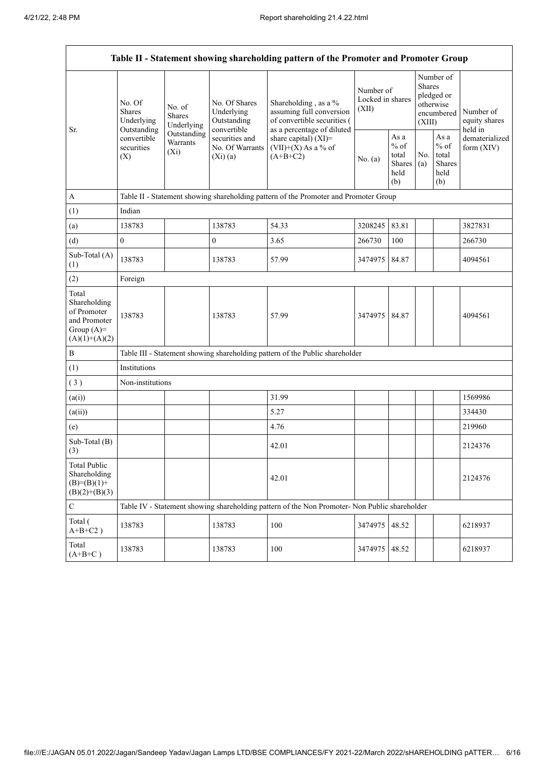| Table II - Statement showing shareholding pattern of the Promoter and Promoter Group | | | | | | | | | | |
|---|---|---|---|---|---|---|---|---|---|---|
| Sr. | No. Of Shares Underlying Outstanding convertible securities (X) | No. of Shares Underlying Outstanding Warrants (Xi) | No. Of Shares Underlying Outstanding convertible securities and No. Of Warrants (Xi) (a) | Shareholding , as a % assuming full conversion of convertible securities ( as a percentage of diluted share capital) (XI)= (VII)+(X) As a % of (A+B+C2) | Number of Locked in shares (XII) | | Number of Shares pledged or otherwise encumbered (XIII) | | Number of equity shares held in dematerialized form (XIV) |
| | | | | | No. (a) | As a % of total Shares held (b) | No. (a) | As a % of total Shares held (b) | |
| A | Table II - Statement showing shareholding pattern of the Promoter and Promoter Group | | | | | | | | |
| (1) | Indian | | | | | | | | |
| (a) | 138783 | | 138783 | 54.33 | 3208245 | 83.81 | | | 3827831 |
| (d) | 0 | | 0 | 3.65 | 266730 | 100 | | | 266730 |
| Sub-Total (A) (1) | 138783 | | 138783 | 57.99 | 3474975 | 84.87 | | | 4094561 |
| (2) | Foreign | | | | | | | | |
| Total Shareholding of Promoter and Promoter Group (A)= (A)(1)+(A)(2) | 138783 | | 138783 | 57.99 | 3474975 | 84.87 | | | 4094561 |
| B | Table III - Statement showing shareholding pattern of the Public shareholder | | | | | | | | |
| (1) | Institutions | | | | | | | | |
| (3) | Non-institutions | | | | | | | | |
| (a(i)) | | | | 31.99 | | | | | 1569986 |
| (a(ii)) | | | | 5.27 | | | | | 334430 |
| (e) | | | | 4.76 | | | | | 219960 |
| Sub-Total (B) (3) | | | | 42.01 | | | | | 2124376 |
| Total Public Shareholding (B)=(B)(1)+ (B)(2)+(B)(3) | | | | 42.01 | | | | | 2124376 |
| C | Table IV - Statement showing shareholding pattern of the Non Promoter- Non Public shareholder | | | | | | | | |
| Total ( A+B+C2 ) | 138783 | | 138783 | 100 | 3474975 | 48.52 | | | 6218937 |
| Total (A+B+C ) | 138783 | | 138783 | 100 | 3474975 | 48.52 | | | 6218937 |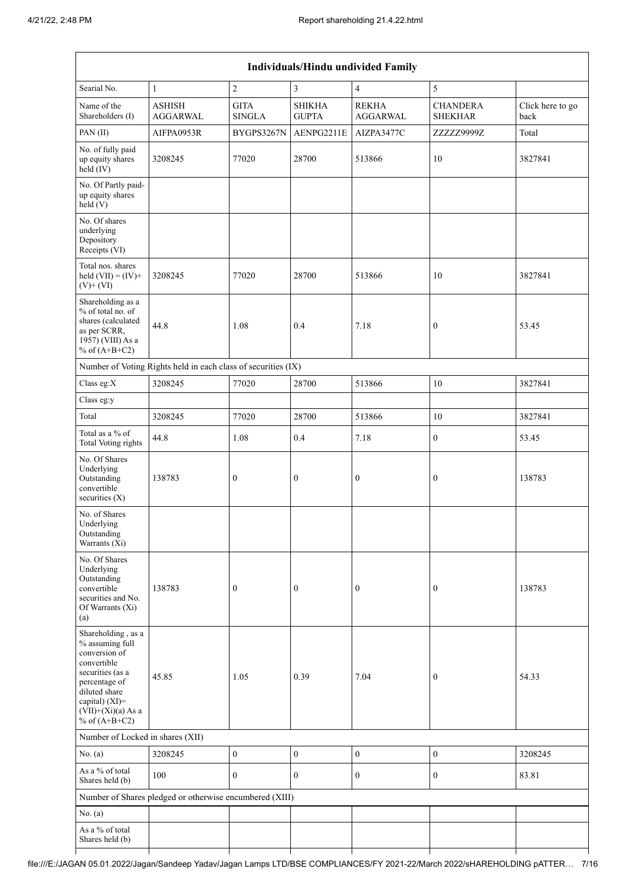| Individuals/Hindu undivided Family | | | | | | |
|---|---|---|---|---|---|---|
| Searial No. | 1 | 2 | 3 | 4 | 5 | |
| Name of the Shareholders (I) | ASHISH AGGARWAL | GITA SINGLA | SHIKHA GUPTA | REKHA AGGARWAL | CHANDERA SHEKHAR | Click here to go back |
| PAN (II) | AIFPA0953R | BYGPS3267N | AENPG2211E | AIZPA3477C | ZZZZZ9999Z | Total |
| No. of fully paid up equity shares held (IV) | 3208245 | 77020 | 28700 | 513866 | 10 | 3827841 |
| No. Of Partly paid-up equity shares held (V) | | | | | | |
| No. Of shares underlying Depository Receipts (VI) | | | | | | |
| Total nos. shares held (VII) = (IV)+(V)+ (VI) | 3208245 | 77020 | 28700 | 513866 | 10 | 3827841 |
| Shareholding as a % of total no. of shares (calculated as per SCRR, 1957) (VIII) As a % of (A+B+C2) | 44.8 | 1.08 | 0.4 | 7.18 | 0 | 53.45 |
| Number of Voting Rights held in each class of securities (IX) | | | | | | |
| Class eg:X | 3208245 | 77020 | 28700 | 513866 | 10 | 3827841 |
| Class eg:y | | | | | | |
| Total | 3208245 | 77020 | 28700 | 513866 | 10 | 3827841 |
| Total as a % of Total Voting rights | 44.8 | 1.08 | 0.4 | 7.18 | 0 | 53.45 |
| No. Of Shares Underlying Outstanding convertible securities (X) | 138783 | 0 | 0 | 0 | 0 | 138783 |
| No. of Shares Underlying Outstanding Warrants (Xi) | | | | | | |
| No. Of Shares Underlying Outstanding convertible securities and No. Of Warrants (Xi) (a) | 138783 | 0 | 0 | 0 | 0 | 138783 |
| Shareholding , as a % assuming full conversion of convertible securities (as a percentage of diluted share capital) (XI)= (VII)+(Xi)(a) As a % of (A+B+C2) | 45.85 | 1.05 | 0.39 | 7.04 | 0 | 54.33 |
| Number of Locked in shares (XII) | | | | | | |
| No. (a) | 3208245 | 0 | 0 | 0 | 0 | 3208245 |
| As a % of total Shares held (b) | 100 | 0 | 0 | 0 | 0 | 83.81 |
| Number of Shares pledged or otherwise encumbered (XIII) | | | | | | |
| No. (a) | | | | | | |
| As a % of total Shares held (b) | | | | | | |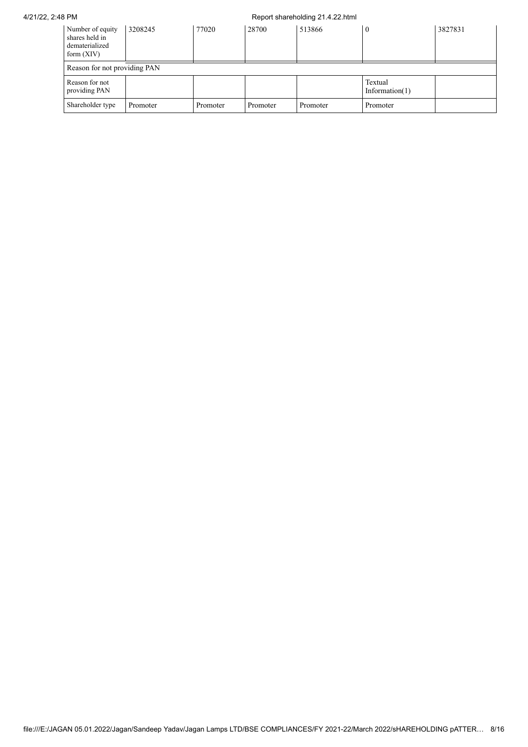| Number of equity shares held in dematerialized form (XIV) | 3208245 | 77020 | 28700 | 513866 | 0 | 3827831 |
|---|---|---|---|---|---|---|
| Reason for not providing PAN | | | | | | |
| Reason for not providing PAN | | | | | Textual Information(1) | |
| Shareholder type | Promoter | Promoter | Promoter | Promoter | Promoter | |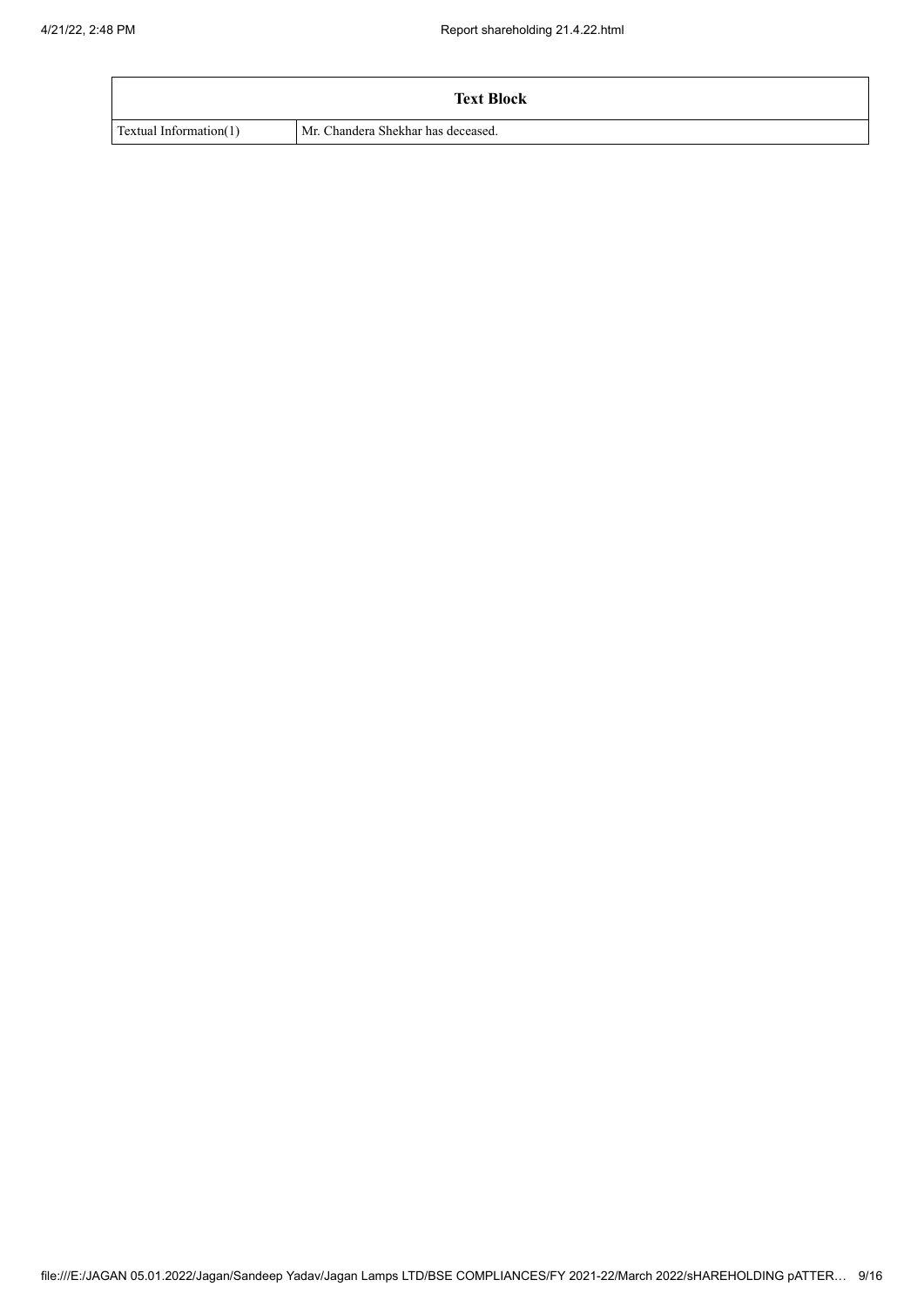| Text Block | |
|---|---|
| Textual Information(1) | Mr. Chandera Shekhar has deceased. |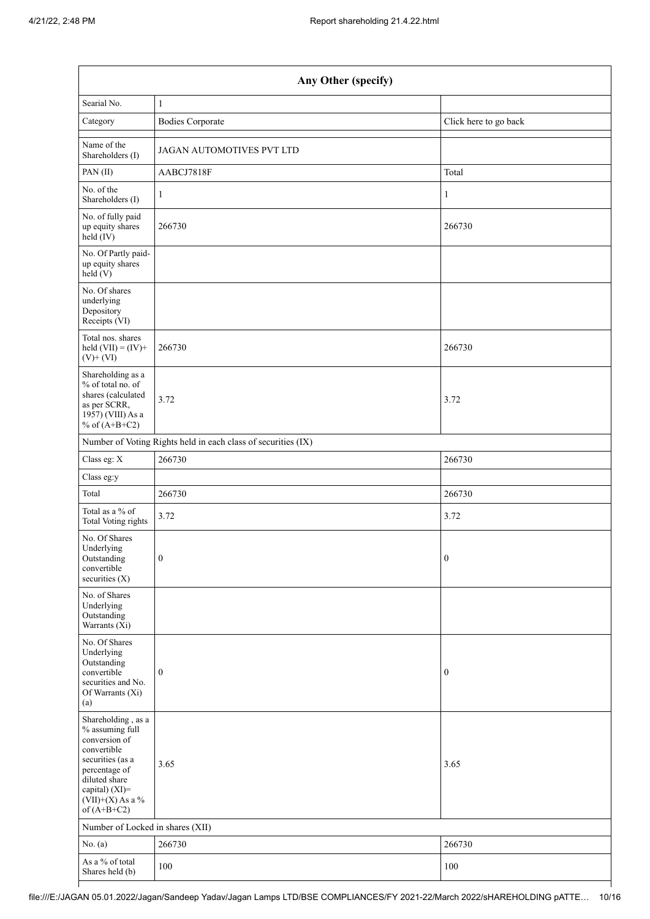| Any Other (specify) | | |
|---|---|---|
| Searial No. | 1 | |
| Category | Bodies Corporate | Click here to go back |
| Name of the Shareholders (I) | JAGAN AUTOMOTIVES PVT LTD | |
| PAN (II) | AABCJ7818F | Total |
| No. of the Shareholders (I) | 1 | 1 |
| No. of fully paid up equity shares held (IV) | 266730 | 266730 |
| No. Of Partly paid-up equity shares held (V) | | |
| No. Of shares underlying Depository Receipts (VI) | | |
| Total nos. shares held (VII) = (IV)+(V)+ (VI) | 266730 | 266730 |
| Shareholding as a % of total no. of shares (calculated as per SCRR, 1957) (VIII) As a % of (A+B+C2) | 3.72 | 3.72 |
| Number of Voting Rights held in each class of securities (IX) | | |
| Class eg: X | 266730 | 266730 |
| Class eg:y | | |
| Total | 266730 | 266730 |
| Total as a % of Total Voting rights | 3.72 | 3.72 |
| No. Of Shares Underlying Outstanding convertible securities (X) | 0 | 0 |
| No. of Shares Underlying Outstanding Warrants (Xi) | | |
| No. Of Shares Underlying Outstanding convertible securities and No. Of Warrants (Xi) (a) | 0 | 0 |
| Shareholding , as a % assuming full conversion of convertible securities (as a percentage of diluted share capital) (XI)= (VII)+(X) As a % of (A+B+C2) | 3.65 | 3.65 |
| Number of Locked in shares (XII) | | |
| No. (a) | 266730 | 266730 |
| As a % of total Shares held (b) | 100 | 100 |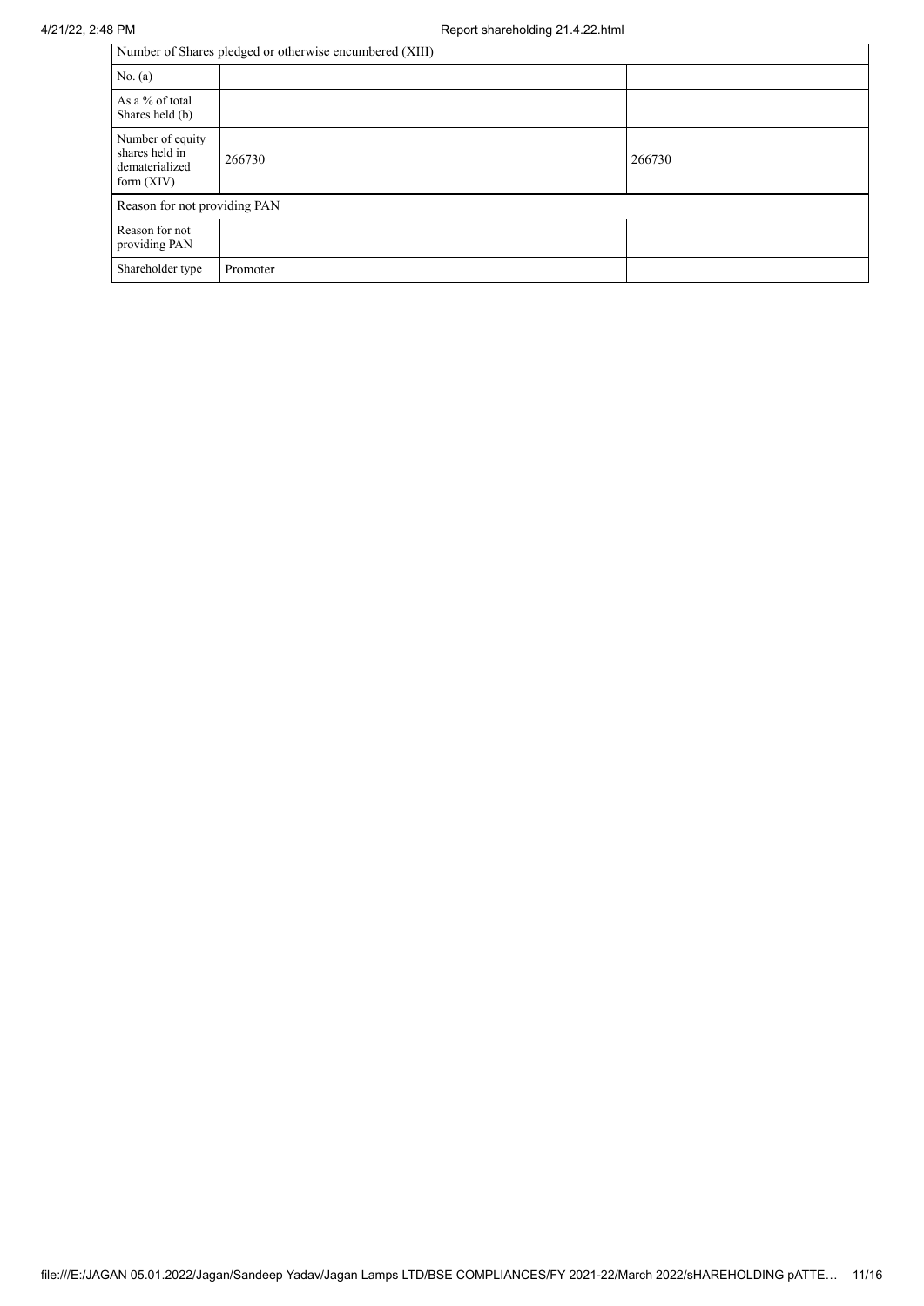| Number of Shares pledged or otherwise encumbered (XIII) | | |
|---|---|---|
| No. (a) | | |
| As a % of total Shares held (b) | | |
| Number of equity shares held in dematerialized form (XIV) | 266730 | 266730 |
| Reason for not providing PAN | | |
| Reason for not providing PAN | | |
| Shareholder type | Promoter | |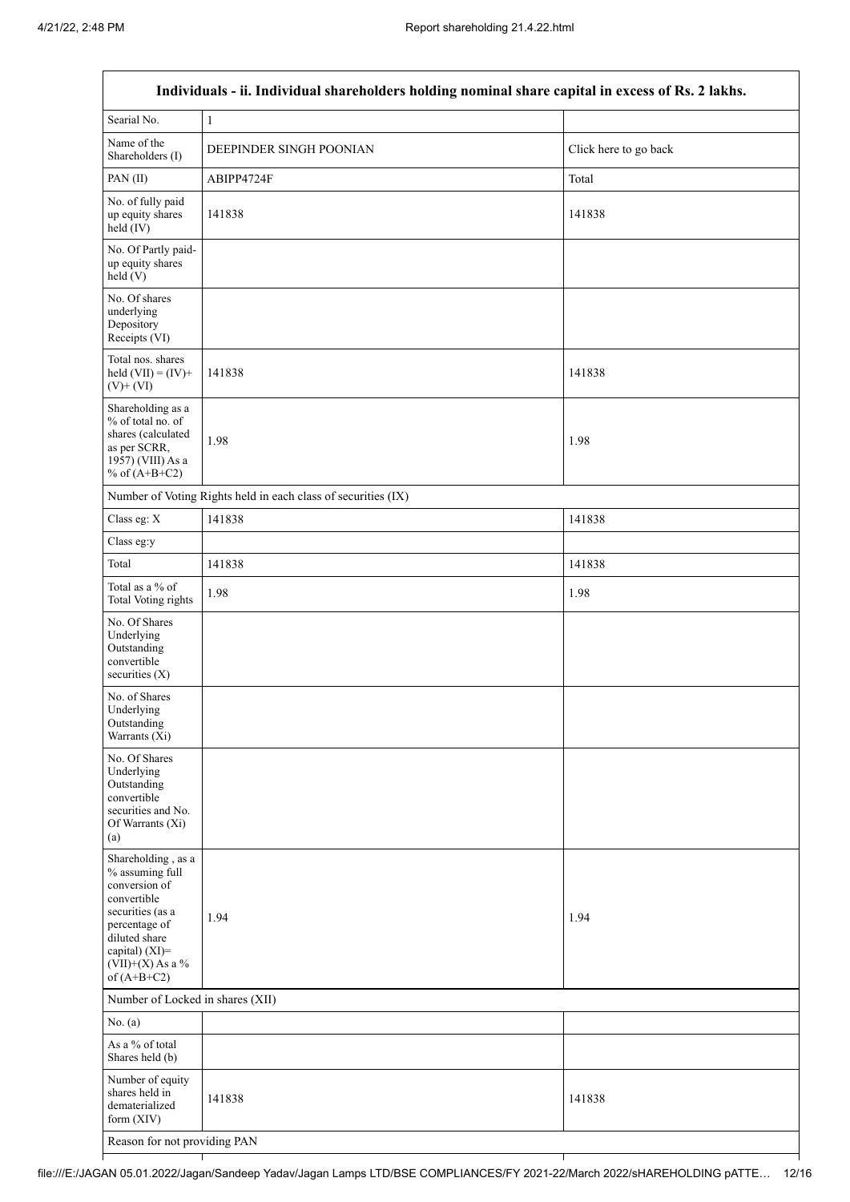| Individuals - ii. Individual shareholders holding nominal share capital in excess of Rs. 2 lakhs. | | |
|---|---|---|
| Searial No. | 1 | |
| Name of the Shareholders (I) | DEEPINDER SINGH POONIAN | Click here to go back |
| PAN (II) | ABIPP4724F | Total |
| No. of fully paid up equity shares held (IV) | 141838 | 141838 |
| No. Of Partly paid-up equity shares held (V) | | |
| No. Of shares underlying Depository Receipts (VI) | | |
| Total nos. shares held (VII) = (IV)+ (V)+ (VI) | 141838 | 141838 |
| Shareholding as a % of total no. of shares (calculated as per SCRR, 1957) (VIII) As a % of (A+B+C2) | 1.98 | 1.98 |
| Number of Voting Rights held in each class of securities (IX) | | |
| Class eg: X | 141838 | 141838 |
| Class eg:y | | |
| Total | 141838 | 141838 |
| Total as a % of Total Voting rights | 1.98 | 1.98 |
| No. Of Shares Underlying Outstanding convertible securities (X) | | |
| No. of Shares Underlying Outstanding Warrants (Xi) | | |
| No. Of Shares Underlying Outstanding convertible securities and No. Of Warrants (Xi) (a) | | |
| Shareholding , as a % assuming full conversion of convertible securities (as a percentage of diluted share capital) (XI)= (VII)+(X) As a % of (A+B+C2) | 1.94 | 1.94 |
| Number of Locked in shares (XII) | | |
| No. (a) | | |
| As a % of total Shares held (b) | | |
| Number of equity shares held in dematerialized form (XIV) | 141838 | 141838 |
| Reason for not providing PAN | | |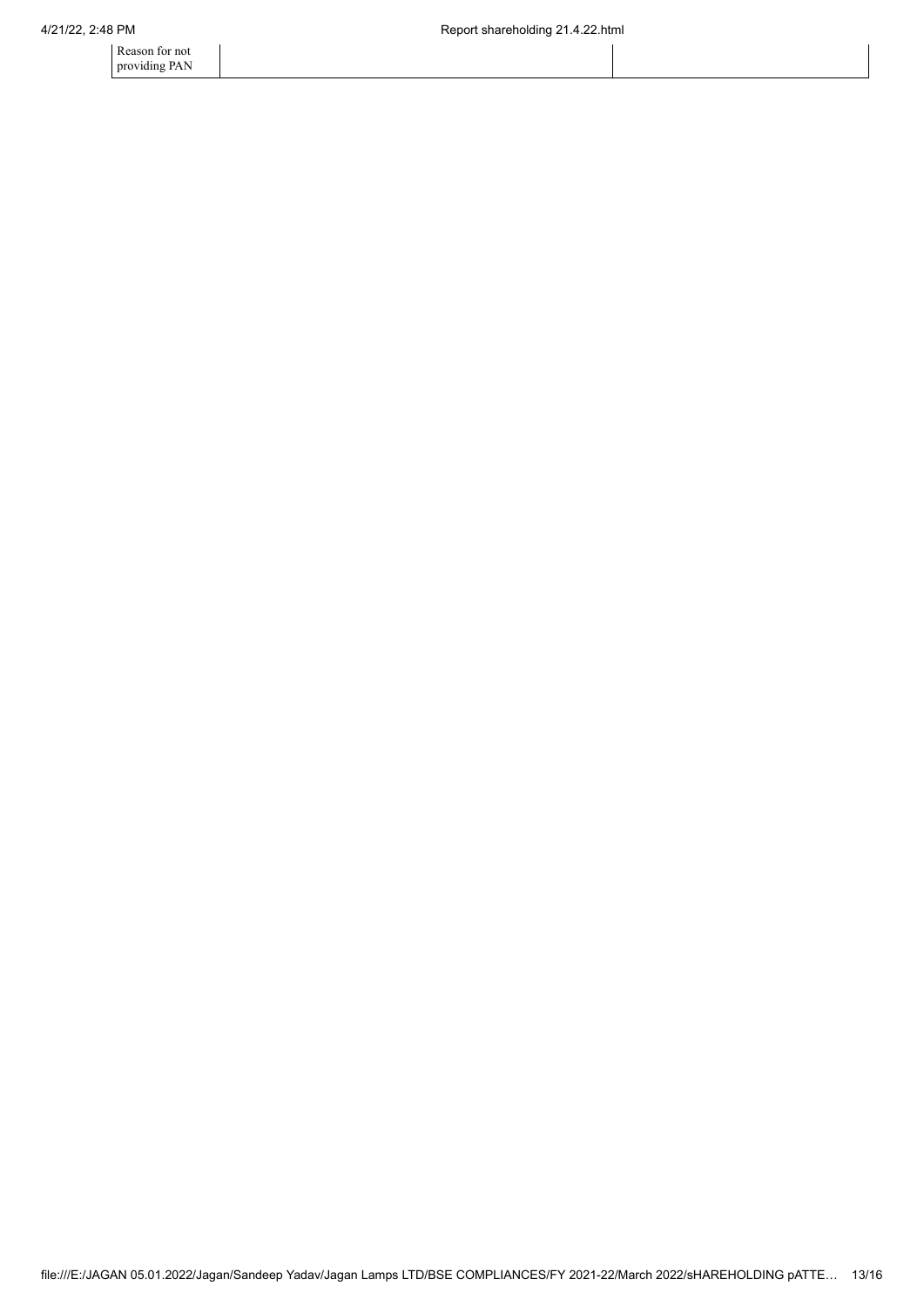| Reason for not providing PAN | | |
|---|---|---|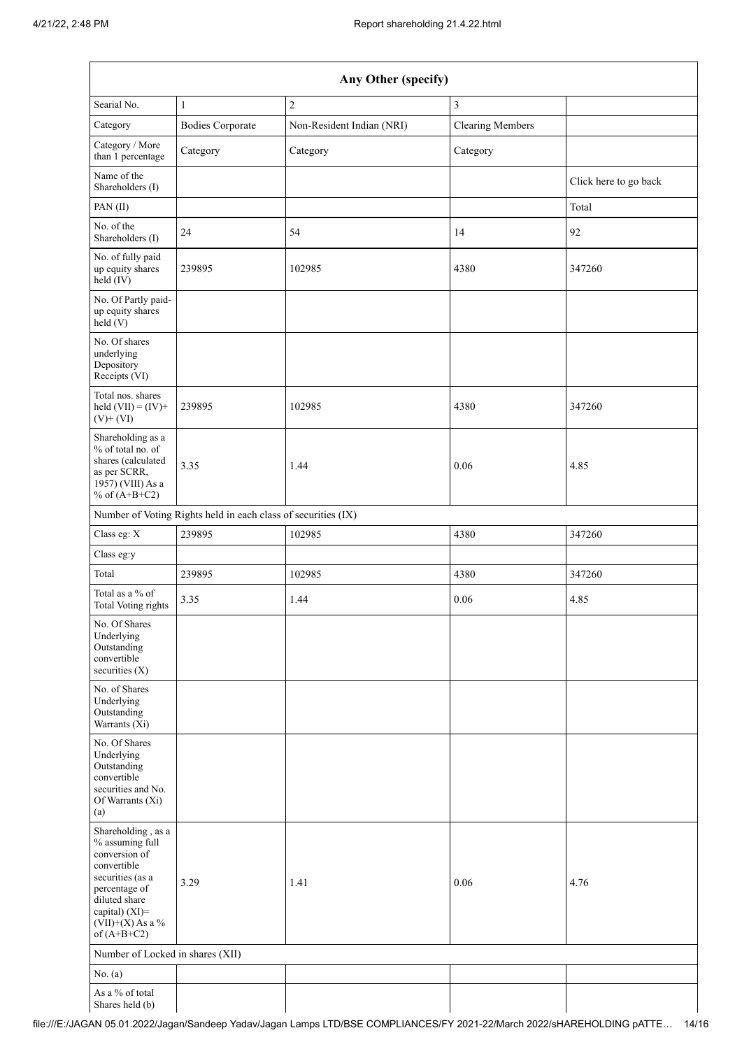| Any Other (specify) | | | | |
|---|---|---|---|---|
| Searial No. | 1 | 2 | 3 | |
| Category | Bodies Corporate | Non-Resident Indian (NRI) | Clearing Members | |
| Category / More than 1 percentage | Category | Category | Category | |
| Name of the Shareholders (I) | | | | Click here to go back |
| PAN (II) | | | | Total |
| No. of the Shareholders (I) | 24 | 54 | 14 | 92 |
| No. of fully paid up equity shares held (IV) | 239895 | 102985 | 4380 | 347260 |
| No. Of Partly paid-up equity shares held (V) | | | | |
| No. Of shares underlying Depository Receipts (VI) | | | | |
| Total nos. shares held (VII) = (IV)+ (V)+ (VI) | 239895 | 102985 | 4380 | 347260 |
| Shareholding as a % of total no. of shares (calculated as per SCRR, 1957) (VIII) As a % of (A+B+C2) | 3.35 | 1.44 | 0.06 | 4.85 |
| Number of Voting Rights held in each class of securities (IX) | | | | |
| Class eg: X | 239895 | 102985 | 4380 | 347260 |
| Class eg:y | | | | |
| Total | 239895 | 102985 | 4380 | 347260 |
| Total as a % of Total Voting rights | 3.35 | 1.44 | 0.06 | 4.85 |
| No. Of Shares Underlying Outstanding convertible securities (X) | | | | |
| No. of Shares Underlying Outstanding Warrants (Xi) | | | | |
| No. Of Shares Underlying Outstanding convertible securities and No. Of Warrants (Xi) (a) | | | | |
| Shareholding , as a % assuming full conversion of convertible securities (as a percentage of diluted share capital) (XI)= (VII)+(X) As a % of (A+B+C2) | 3.29 | 1.41 | 0.06 | 4.76 |
| Number of Locked in shares (XII) | | | | |
| No. (a) | | | | |
| As a % of total Shares held (b) | | | | |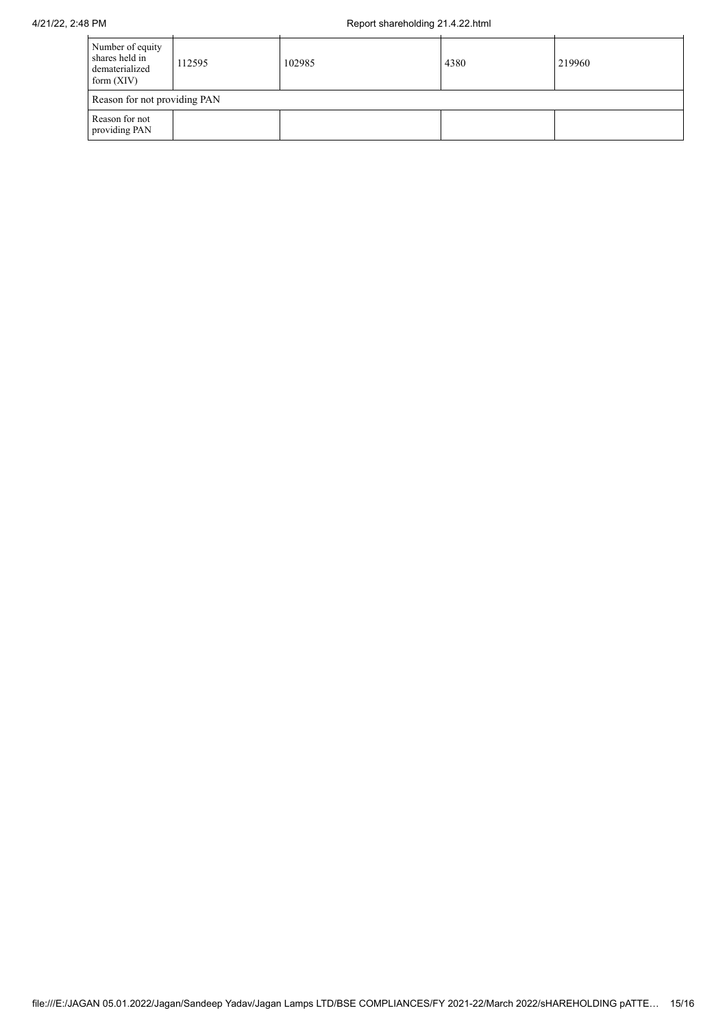| Number of equity shares held in dematerialized form (XIV) | 112595 | 102985 | 4380 | 219960 |
|---|---|---|---|---|
| Reason for not providing PAN | | | | |
| Reason for not providing PAN | | | | |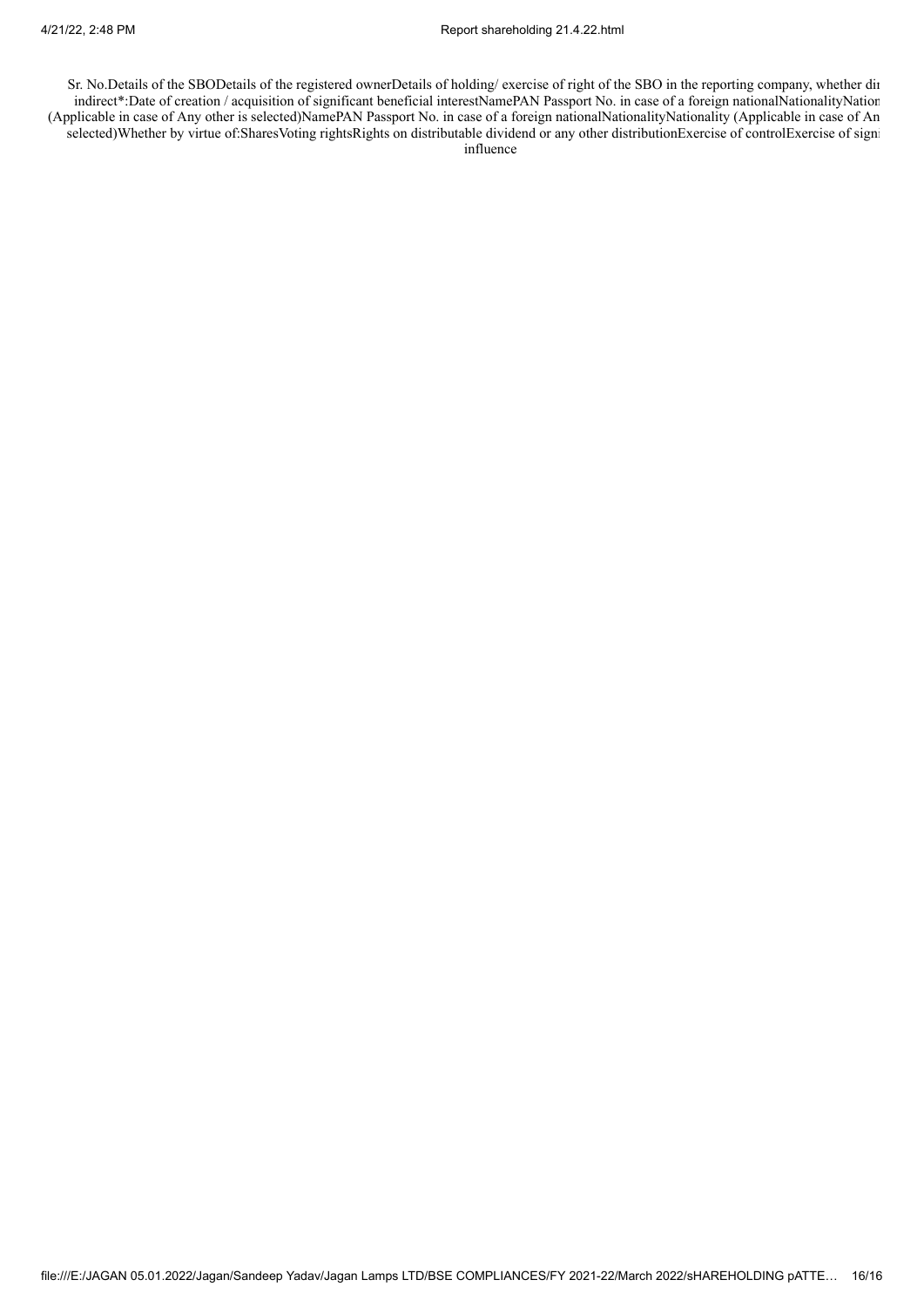Sr. No.Details of the SBODetails of the registered ownerDetails of holding/ exercise of right of the SBO in the reporting company, whether dir indirect*:Date of creation / acquisition of significant beneficial interestNamePAN Passport No. in case of a foreign nationalNationalityNation (Applicable in case of Any other is selected)NamePAN Passport No. in case of a foreign nationalNationalityNationality (Applicable in case of An selected)Whether by virtue of:SharesVoting rightsRights on distributable dividend or any other distributionExercise of controlExercise of signi influence